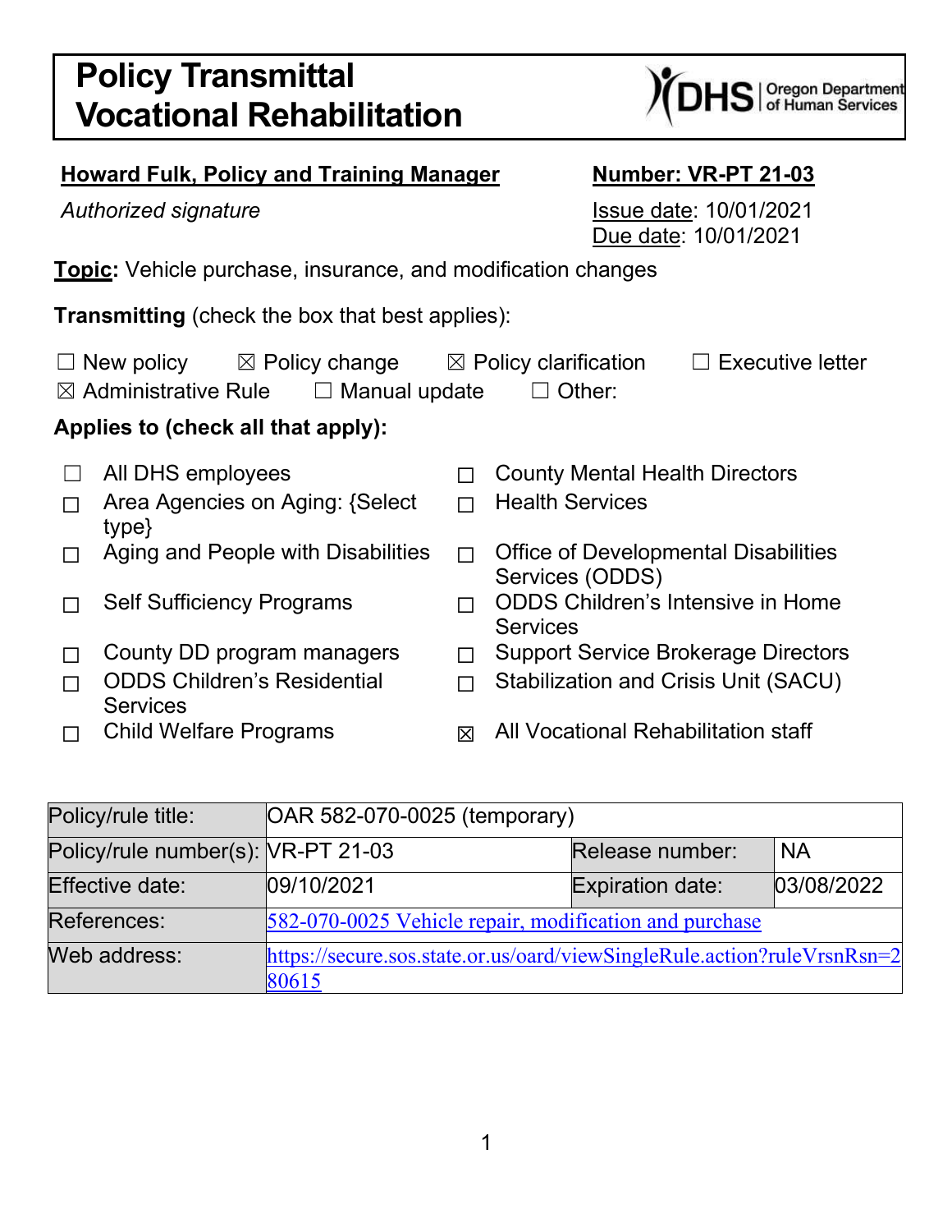# Policy Transmittal Vocational Rehabilitation

**Howard Fulk, Policy and Training Manager**

*Authorized signature*

**Number: VR-PT 21-03**

Issue date: 10/01/2021
Due date: 10/01/2021

**Topic:** Vehicle purchase, insurance, and modification changes

**Transmitting** (check the box that best applies):

☐ New policy ☒ Policy change ☒ Policy clarification ☐ Executive letter
☒ Administrative Rule ☐ Manual update ☐ Other:

**Applies to (check all that apply):**

- ☐ All DHS employees
- ☐ Area Agencies on Aging: {Select type}
- ☐ Aging and People with Disabilities
- ☐ Self Sufficiency Programs
- ☐ County DD program managers
- ☐ ODDS Children's Residential Services
- ☐ Child Welfare Programs
- ☐ County Mental Health Directors
- ☐ Health Services
- ☐ Office of Developmental Disabilities Services (ODDS)
- ☐ ODDS Children's Intensive in Home Services
- ☐ Support Service Brokerage Directors
- ☐ Stabilization and Crisis Unit (SACU)
- ☒ All Vocational Rehabilitation staff

| Policy/rule title: | OAR 582-070-0025 (temporary) | | |
|---|---|---|---|
| Policy/rule number(s): | VR-PT 21-03 | Release number: | NA |
| Effective date: | 09/10/2021 | Expiration date: | 03/08/2022 |
| References: | 582-070-0025 Vehicle repair, modification and purchase | | |
| Web address: | https://secure.sos.state.or.us/oard/viewSingleRule.action?ruleVrsnRsn=280615 | | |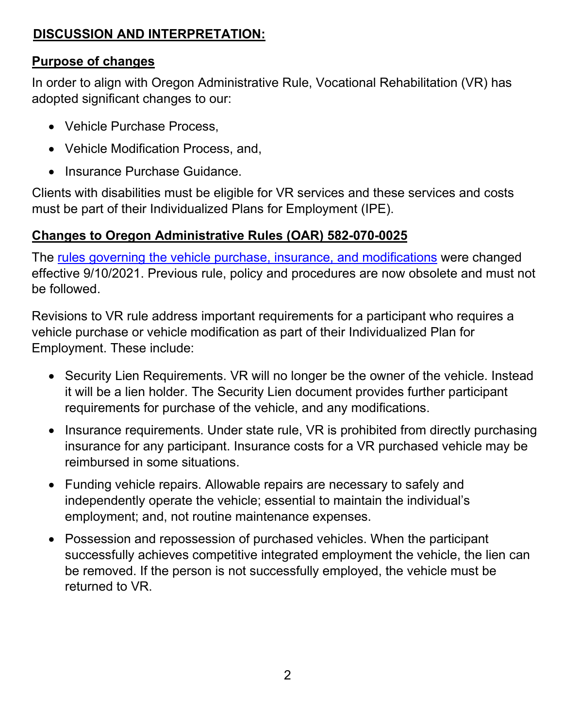## DISCUSSION AND INTERPRETATION:

### Purpose of changes

In order to align with Oregon Administrative Rule, Vocational Rehabilitation (VR) has adopted significant changes to our:

- Vehicle Purchase Process,
- Vehicle Modification Process, and,
- Insurance Purchase Guidance.

Clients with disabilities must be eligible for VR services and these services and costs must be part of their Individualized Plans for Employment (IPE).

### Changes to Oregon Administrative Rules (OAR) 582-070-0025

The rules governing the vehicle purchase, insurance, and modifications were changed effective 9/10/2021. Previous rule, policy and procedures are now obsolete and must not be followed.

Revisions to VR rule address important requirements for a participant who requires a vehicle purchase or vehicle modification as part of their Individualized Plan for Employment. These include:

- Security Lien Requirements. VR will no longer be the owner of the vehicle. Instead it will be a lien holder. The Security Lien document provides further participant requirements for purchase of the vehicle, and any modifications.
- Insurance requirements. Under state rule, VR is prohibited from directly purchasing insurance for any participant. Insurance costs for a VR purchased vehicle may be reimbursed in some situations.
- Funding vehicle repairs. Allowable repairs are necessary to safely and independently operate the vehicle; essential to maintain the individual's employment; and, not routine maintenance expenses.
- Possession and repossession of purchased vehicles. When the participant successfully achieves competitive integrated employment the vehicle, the lien can be removed. If the person is not successfully employed, the vehicle must be returned to VR.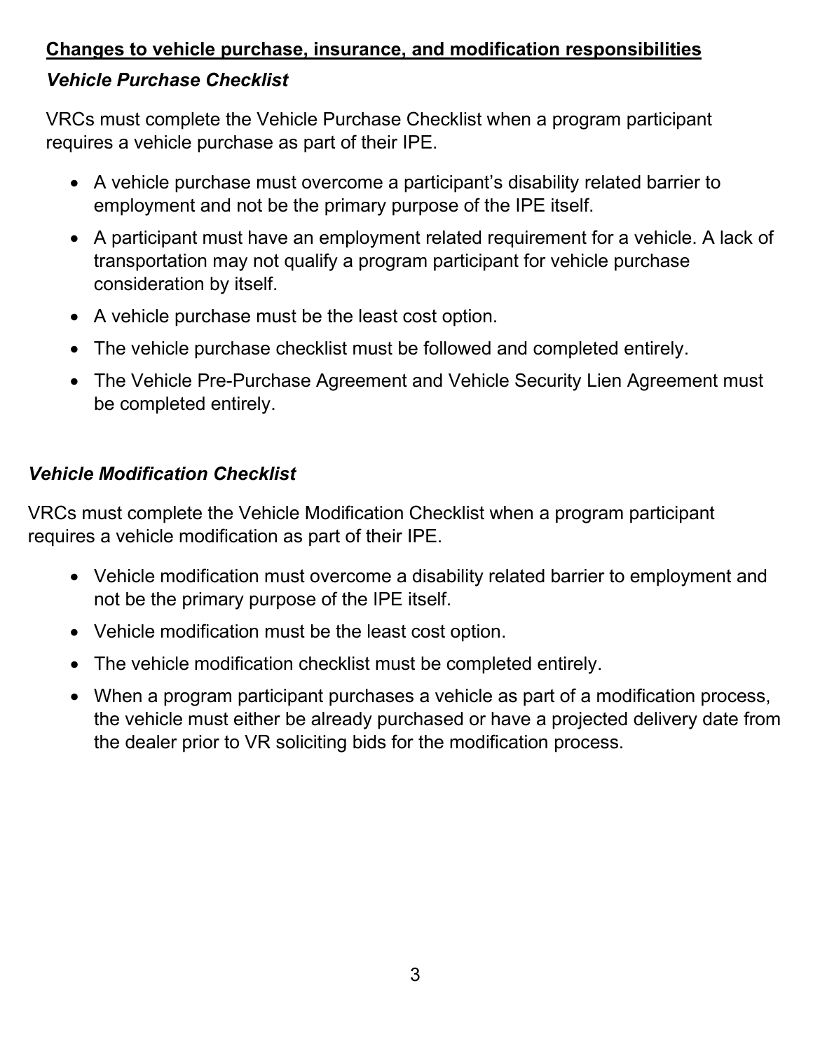## **Changes to vehicle purchase, insurance, and modification responsibilities**

### *Vehicle Purchase Checklist*

VRCs must complete the Vehicle Purchase Checklist when a program participant requires a vehicle purchase as part of their IPE.

- A vehicle purchase must overcome a participant's disability related barrier to employment and not be the primary purpose of the IPE itself.
- A participant must have an employment related requirement for a vehicle. A lack of transportation may not qualify a program participant for vehicle purchase consideration by itself.
- A vehicle purchase must be the least cost option.
- The vehicle purchase checklist must be followed and completed entirely.
- The Vehicle Pre-Purchase Agreement and Vehicle Security Lien Agreement must be completed entirely.

### *Vehicle Modification Checklist*

VRCs must complete the Vehicle Modification Checklist when a program participant requires a vehicle modification as part of their IPE.

- Vehicle modification must overcome a disability related barrier to employment and not be the primary purpose of the IPE itself.
- Vehicle modification must be the least cost option.
- The vehicle modification checklist must be completed entirely.
- When a program participant purchases a vehicle as part of a modification process, the vehicle must either be already purchased or have a projected delivery date from the dealer prior to VR soliciting bids for the modification process.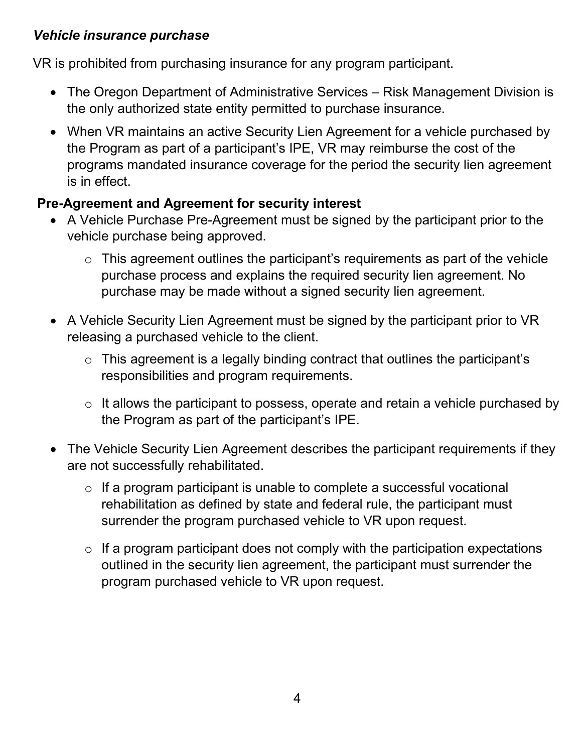### *Vehicle insurance purchase*

VR is prohibited from purchasing insurance for any program participant.

- The Oregon Department of Administrative Services – Risk Management Division is the only authorized state entity permitted to purchase insurance.
- When VR maintains an active Security Lien Agreement for a vehicle purchased by the Program as part of a participant's IPE, VR may reimburse the cost of the programs mandated insurance coverage for the period the security lien agreement is in effect.

**Pre-Agreement and Agreement for security interest**

- A Vehicle Purchase Pre-Agreement must be signed by the participant prior to the vehicle purchase being approved.
  - This agreement outlines the participant's requirements as part of the vehicle purchase process and explains the required security lien agreement. No purchase may be made without a signed security lien agreement.
- A Vehicle Security Lien Agreement must be signed by the participant prior to VR releasing a purchased vehicle to the client.
  - This agreement is a legally binding contract that outlines the participant's responsibilities and program requirements.
  - It allows the participant to possess, operate and retain a vehicle purchased by the Program as part of the participant's IPE.
- The Vehicle Security Lien Agreement describes the participant requirements if they are not successfully rehabilitated.
  - If a program participant is unable to complete a successful vocational rehabilitation as defined by state and federal rule, the participant must surrender the program purchased vehicle to VR upon request.
  - If a program participant does not comply with the participation expectations outlined in the security lien agreement, the participant must surrender the program purchased vehicle to VR upon request.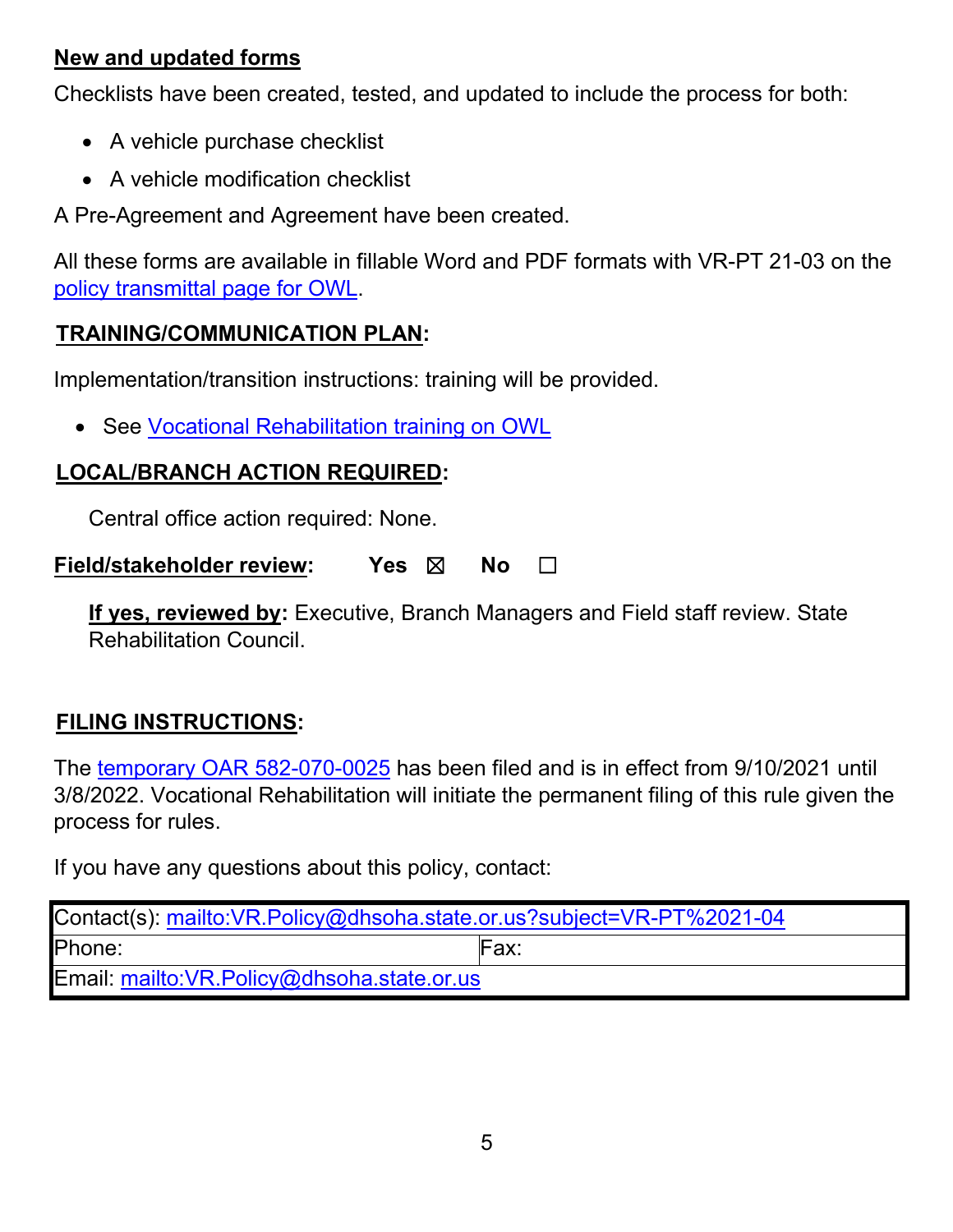**New and updated forms**

Checklists have been created, tested, and updated to include the process for both:

- A vehicle purchase checklist
- A vehicle modification checklist

A Pre-Agreement and Agreement have been created.

All these forms are available in fillable Word and PDF formats with VR-PT 21-03 on the policy transmittal page for OWL.

**TRAINING/COMMUNICATION PLAN:**

Implementation/transition instructions: training will be provided.

- See Vocational Rehabilitation training on OWL

**LOCAL/BRANCH ACTION REQUIRED:**

Central office action required: None.

**Field/stakeholder review:** **Yes** ☒ **No** ☐

**If yes, reviewed by:** Executive, Branch Managers and Field staff review. State Rehabilitation Council.

**FILING INSTRUCTIONS:**

The temporary OAR 582-070-0025 has been filed and is in effect from 9/10/2021 until 3/8/2022. Vocational Rehabilitation will initiate the permanent filing of this rule given the process for rules.

If you have any questions about this policy, contact:

| | |
|---|---|
| Contact(s): mailto:VR.Policy@dhsoha.state.or.us?subject=VR-PT%2021-04 | |
| Phone: | Fax: |
| Email: mailto:VR.Policy@dhsoha.state.or.us | |